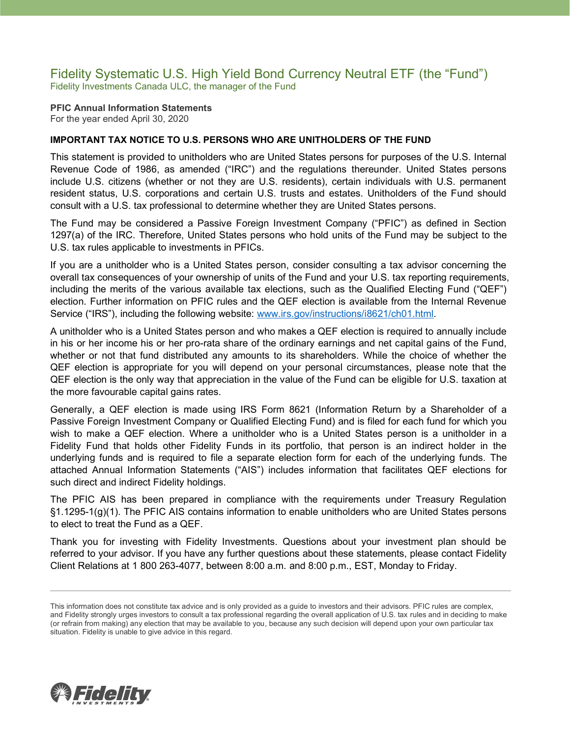# Fidelity Systematic U.S. High Yield Bond Currency Neutral ETF (the "Fund")

Fidelity Investments Canada ULC, the manager of the Fund

**PFIC Annual Information Statements**
For the year ended April 30, 2020

**IMPORTANT TAX NOTICE TO U.S. PERSONS WHO ARE UNITHOLDERS OF THE FUND**

This statement is provided to unitholders who are United States persons for purposes of the U.S. Internal Revenue Code of 1986, as amended ("IRC") and the regulations thereunder. United States persons include U.S. citizens (whether or not they are U.S. residents), certain individuals with U.S. permanent resident status, U.S. corporations and certain U.S. trusts and estates. Unitholders of the Fund should consult with a U.S. tax professional to determine whether they are United States persons.

The Fund may be considered a Passive Foreign Investment Company ("PFIC") as defined in Section 1297(a) of the IRC. Therefore, United States persons who hold units of the Fund may be subject to the U.S. tax rules applicable to investments in PFICs.

If you are a unitholder who is a United States person, consider consulting a tax advisor concerning the overall tax consequences of your ownership of units of the Fund and your U.S. tax reporting requirements, including the merits of the various available tax elections, such as the Qualified Electing Fund ("QEF") election. Further information on PFIC rules and the QEF election is available from the Internal Revenue Service ("IRS"), including the following website: [www.irs.gov/instructions/i8621/ch01.html](www.irs.gov/instructions/i8621/ch01.html).

A unitholder who is a United States person and who makes a QEF election is required to annually include in his or her income his or her pro-rata share of the ordinary earnings and net capital gains of the Fund, whether or not that fund distributed any amounts to its shareholders. While the choice of whether the QEF election is appropriate for you will depend on your personal circumstances, please note that the QEF election is the only way that appreciation in the value of the Fund can be eligible for U.S. taxation at the more favourable capital gains rates.

Generally, a QEF election is made using IRS Form 8621 (Information Return by a Shareholder of a Passive Foreign Investment Company or Qualified Electing Fund) and is filed for each fund for which you wish to make a QEF election. Where a unitholder who is a United States person is a unitholder in a Fidelity Fund that holds other Fidelity Funds in its portfolio, that person is an indirect holder in the underlying funds and is required to file a separate election form for each of the underlying funds. The attached Annual Information Statements ("AIS") includes information that facilitates QEF elections for such direct and indirect Fidelity holdings.

The PFIC AIS has been prepared in compliance with the requirements under Treasury Regulation §1.1295-1(g)(1). The PFIC AIS contains information to enable unitholders who are United States persons to elect to treat the Fund as a QEF.

Thank you for investing with Fidelity Investments. Questions about your investment plan should be referred to your advisor. If you have any further questions about these statements, please contact Fidelity Client Relations at 1 800 263-4077, between 8:00 a.m. and 8:00 p.m., EST, Monday to Friday.

---

This information does not constitute tax advice and is only provided as a guide to investors and their advisors. PFIC rules are complex, and Fidelity strongly urges investors to consult a tax professional regarding the overall application of U.S. tax rules and in deciding to make (or refrain from making) any election that may be available to you, because any such decision will depend upon your own particular tax situation. Fidelity is unable to give advice in this regard.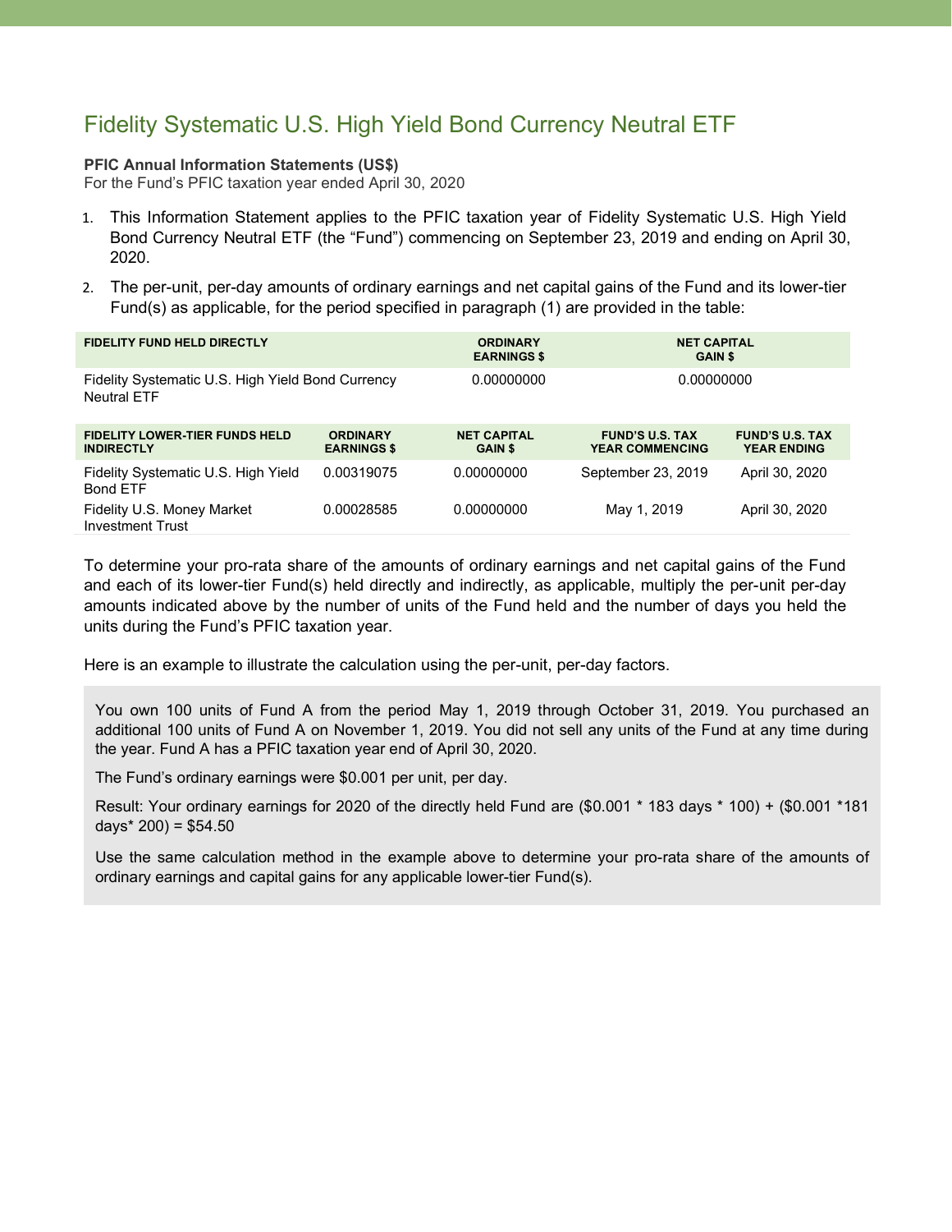# Fidelity Systematic U.S. High Yield Bond Currency Neutral ETF

**PFIC Annual Information Statements (US$)**
For the Fund's PFIC taxation year ended April 30, 2020

1. This Information Statement applies to the PFIC taxation year of Fidelity Systematic U.S. High Yield Bond Currency Neutral ETF (the "Fund") commencing on September 23, 2019 and ending on April 30, 2020.
2. The per-unit, per-day amounts of ordinary earnings and net capital gains of the Fund and its lower-tier Fund(s) as applicable, for the period specified in paragraph (1) are provided in the table:

| FIDELITY FUND HELD DIRECTLY | ORDINARY EARNINGS $ | NET CAPITAL GAIN $ |
|---|---|---|
| Fidelity Systematic U.S. High Yield Bond Currency Neutral ETF | 0.00000000 | 0.00000000 |

| FIDELITY LOWER-TIER FUNDS HELD INDIRECTLY | ORDINARY EARNINGS $ | NET CAPITAL GAIN $ | FUND'S U.S. TAX YEAR COMMENCING | FUND'S U.S. TAX YEAR ENDING |
|---|---|---|---|---|
| Fidelity Systematic U.S. High Yield Bond ETF | 0.00319075 | 0.00000000 | September 23, 2019 | April 30, 2020 |
| Fidelity U.S. Money Market Investment Trust | 0.00028585 | 0.00000000 | May 1, 2019 | April 30, 2020 |

To determine your pro-rata share of the amounts of ordinary earnings and net capital gains of the Fund and each of its lower-tier Fund(s) held directly and indirectly, as applicable, multiply the per-unit per-day amounts indicated above by the number of units of the Fund held and the number of days you held the units during the Fund's PFIC taxation year.

Here is an example to illustrate the calculation using the per-unit, per-day factors.

You own 100 units of Fund A from the period May 1, 2019 through October 31, 2019. You purchased an additional 100 units of Fund A on November 1, 2019. You did not sell any units of the Fund at any time during the year. Fund A has a PFIC taxation year end of April 30, 2020.

The Fund's ordinary earnings were $0.001 per unit, per day.

Result: Your ordinary earnings for 2020 of the directly held Fund are ($0.001 * 183 days * 100) + ($0.001 *181 days* 200) = $54.50

Use the same calculation method in the example above to determine your pro-rata share of the amounts of ordinary earnings and capital gains for any applicable lower-tier Fund(s).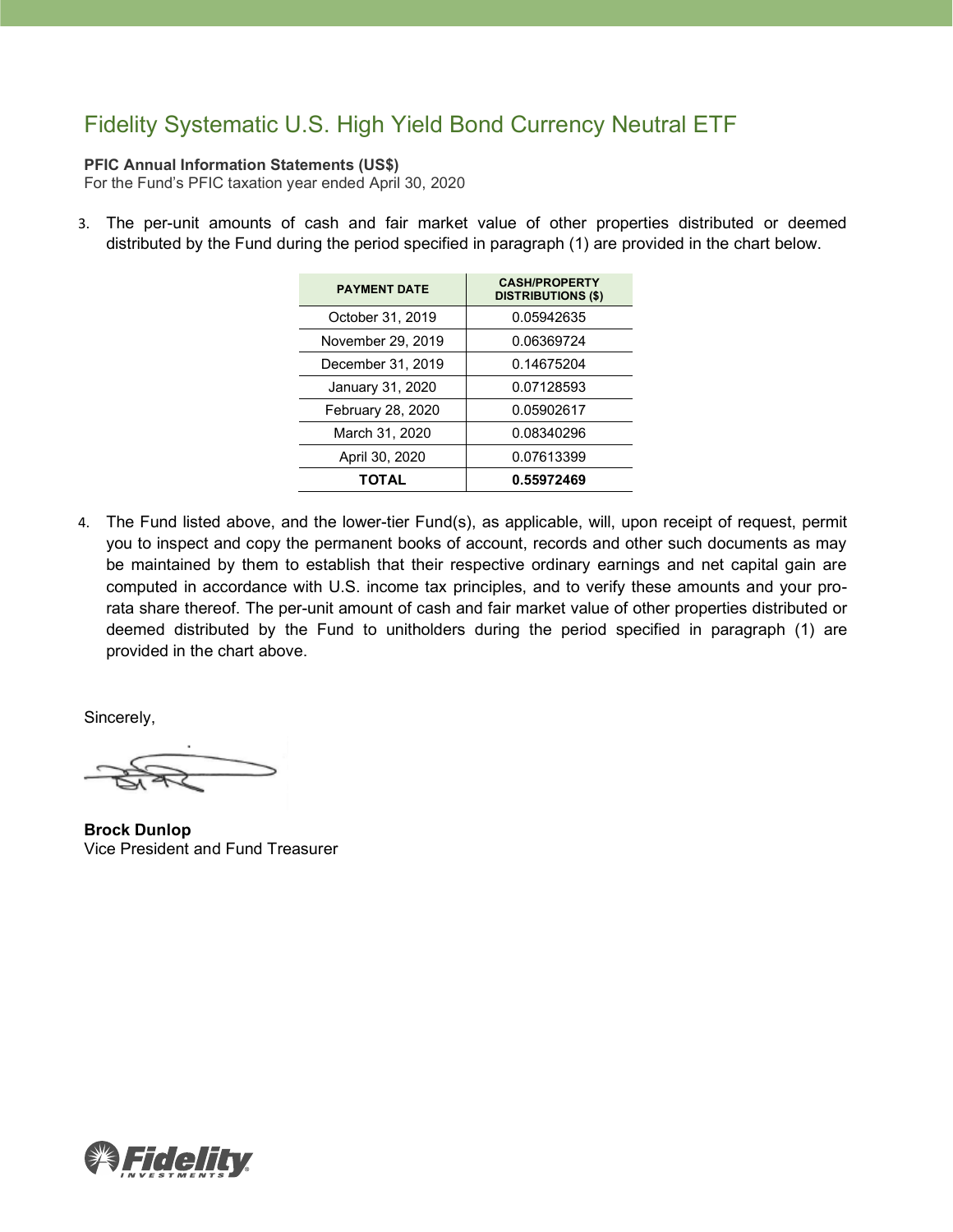# Fidelity Systematic U.S. High Yield Bond Currency Neutral ETF

**PFIC Annual Information Statements (US$)**
For the Fund's PFIC taxation year ended April 30, 2020

3. The per-unit amounts of cash and fair market value of other properties distributed or deemed distributed by the Fund during the period specified in paragraph (1) are provided in the chart below.

| PAYMENT DATE | CASH/PROPERTY DISTRIBUTIONS ($) |
|---|---|
| October 31, 2019 | 0.05942635 |
| November 29, 2019 | 0.06369724 |
| December 31, 2019 | 0.14675204 |
| January 31, 2020 | 0.07128593 |
| February 28, 2020 | 0.05902617 |
| March 31, 2020 | 0.08340296 |
| April 30, 2020 | 0.07613399 |
| **TOTAL** | **0.55972469** |

4. The Fund listed above, and the lower-tier Fund(s), as applicable, will, upon receipt of request, permit you to inspect and copy the permanent books of account, records and other such documents as may be maintained by them to establish that their respective ordinary earnings and net capital gain are computed in accordance with U.S. income tax principles, and to verify these amounts and your pro-rata share thereof. The per-unit amount of cash and fair market value of other properties distributed or deemed distributed by the Fund to unitholders during the period specified in paragraph (1) are provided in the chart above.

Sincerely,

**Brock Dunlop**
Vice President and Fund Treasurer